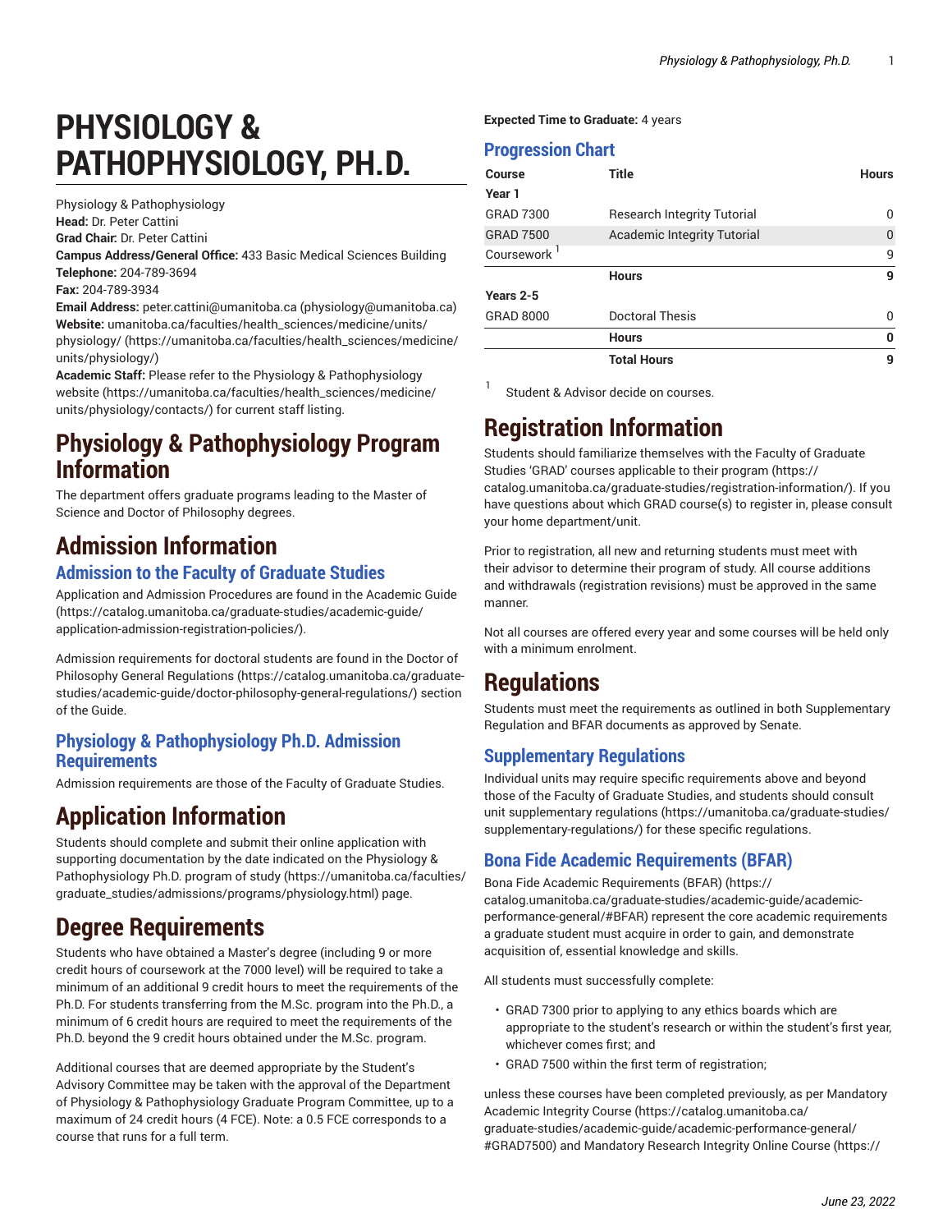# PHYSIOLOGY & PATHOPHYSIOLOGY, PH.D.

Physiology & Pathophysiology
**Head:** Dr. Peter Cattini
**Grad Chair:** Dr. Peter Cattini
**Campus Address/General Office:** 433 Basic Medical Sciences Building
**Telephone:** 204-789-3694
**Fax:** 204-789-3934
**Email Address:** peter.cattini@umanitoba.ca (physiology@umanitoba.ca)
**Website:** umanitoba.ca/faculties/health_sciences/medicine/units/physiology/ (https://umanitoba.ca/faculties/health_sciences/medicine/units/physiology/)
**Academic Staff:** Please refer to the Physiology & Pathophysiology website (https://umanitoba.ca/faculties/health_sciences/medicine/units/physiology/contacts/) for current staff listing.

## Physiology & Pathophysiology Program Information

The department offers graduate programs leading to the Master of Science and Doctor of Philosophy degrees.

## Admission Information

### Admission to the Faculty of Graduate Studies

Application and Admission Procedures are found in the Academic Guide (https://catalog.umanitoba.ca/graduate-studies/academic-guide/application-admission-registration-policies/).

Admission requirements for doctoral students are found in the Doctor of Philosophy General Regulations (https://catalog.umanitoba.ca/graduate-studies/academic-guide/doctor-philosophy-general-regulations/) section of the Guide.

### Physiology & Pathophysiology Ph.D. Admission Requirements

Admission requirements are those of the Faculty of Graduate Studies.

## Application Information

Students should complete and submit their online application with supporting documentation by the date indicated on the Physiology & Pathophysiology Ph.D. program of study (https://umanitoba.ca/faculties/graduate_studies/admissions/programs/physiology.html) page.

## Degree Requirements

Students who have obtained a Master's degree (including 9 or more credit hours of coursework at the 7000 level) will be required to take a minimum of an additional 9 credit hours to meet the requirements of the Ph.D. For students transferring from the M.Sc. program into the Ph.D., a minimum of 6 credit hours are required to meet the requirements of the Ph.D. beyond the 9 credit hours obtained under the M.Sc. program.

Additional courses that are deemed appropriate by the Student's Advisory Committee may be taken with the approval of the Department of Physiology & Pathophysiology Graduate Program Committee, up to a maximum of 24 credit hours (4 FCE). Note: a 0.5 FCE corresponds to a course that runs for a full term.

**Expected Time to Graduate:** 4 years

### Progression Chart

| Course | Title | Hours |
|---|---|---|
| **Year 1** | | |
| GRAD 7300 | Research Integrity Tutorial | 0 |
| GRAD 7500 | Academic Integrity Tutorial | 0 |
| Coursework [1] | | 9 |
| | **Hours** | **9** |
| **Years 2-5** | | |
| GRAD 8000 | Doctoral Thesis | 0 |
| | **Hours** | **0** |
| | **Total Hours** | **9** |

[1] Student & Advisor decide on courses.

## Registration Information

Students should familiarize themselves with the Faculty of Graduate Studies 'GRAD' courses applicable to their program (https://catalog.umanitoba.ca/graduate-studies/registration-information/). If you have questions about which GRAD course(s) to register in, please consult your home department/unit.

Prior to registration, all new and returning students must meet with their advisor to determine their program of study. All course additions and withdrawals (registration revisions) must be approved in the same manner.

Not all courses are offered every year and some courses will be held only with a minimum enrolment.

## Regulations

Students must meet the requirements as outlined in both Supplementary Regulation and BFAR documents as approved by Senate.

### Supplementary Regulations

Individual units may require specific requirements above and beyond those of the Faculty of Graduate Studies, and students should consult unit supplementary regulations (https://umanitoba.ca/graduate-studies/supplementary-regulations/) for these specific regulations.

### Bona Fide Academic Requirements (BFAR)

Bona Fide Academic Requirements (BFAR) (https://catalog.umanitoba.ca/graduate-studies/academic-guide/academic-performance-general/#BFAR) represent the core academic requirements a graduate student must acquire in order to gain, and demonstrate acquisition of, essential knowledge and skills.

All students must successfully complete:

- GRAD 7300 prior to applying to any ethics boards which are appropriate to the student's research or within the student's first year, whichever comes first; and
- GRAD 7500 within the first term of registration;

unless these courses have been completed previously, as per Mandatory Academic Integrity Course (https://catalog.umanitoba.ca/graduate-studies/academic-guide/academic-performance-general/#GRAD7500) and Mandatory Research Integrity Online Course (https://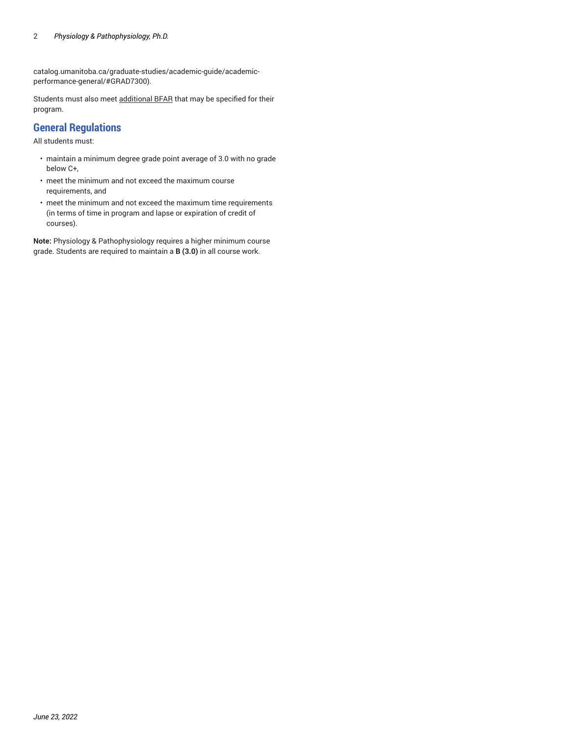catalog.umanitoba.ca/graduate-studies/academic-guide/academic-performance-general/#GRAD7300).

Students must also meet additional BFAR that may be specified for their program.

## General Regulations

All students must:

- maintain a minimum degree grade point average of 3.0 with no grade below C+,
- meet the minimum and not exceed the maximum course requirements, and
- meet the minimum and not exceed the maximum time requirements (in terms of time in program and lapse or expiration of credit of courses).

**Note:** Physiology & Pathophysiology requires a higher minimum course grade. Students are required to maintain a **B (3.0)** in all course work.